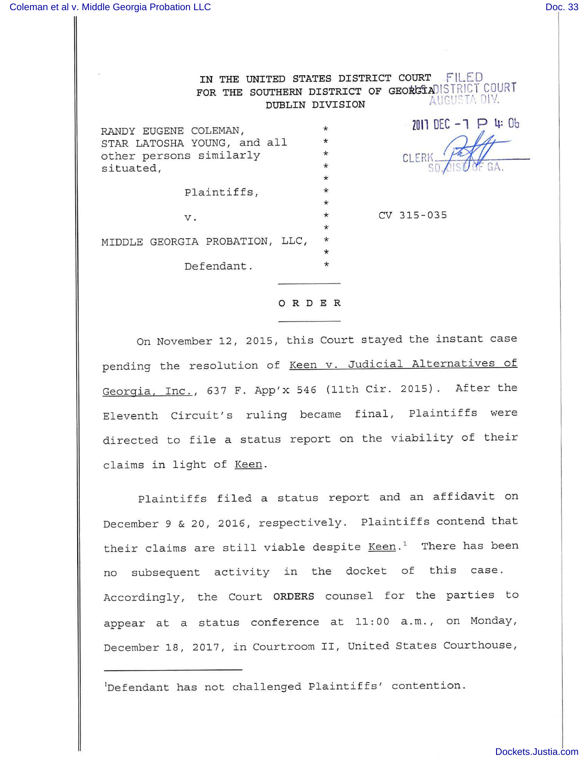IN THE UNITED STATES DISTRICT COURT
FOR THE SOUTHERN DISTRICT OF GEORGIA
DUBLIN DIVISION

FILED
U.S. DISTRICT COURT
AUGUSTA DIV.

2017 DEC -7 P 4: 06

CLERK
SO. DIST. OF GA.

RANDY EUGENE COLEMAN, STAR LATOSHA YOUNG, and all other persons similarly situated,

Plaintiffs,

v.

MIDDLE GEORGIA PROBATION, LLC,

Defendant.

CV 315-035

## ORDER

On November 12, 2015, this Court stayed the instant case pending the resolution of Keen v. Judicial Alternatives of Georgia, Inc., 637 F. App'x 546 (11th Cir. 2015). After the Eleventh Circuit's ruling became final, Plaintiffs were directed to file a status report on the viability of their claims in light of Keen.

Plaintiffs filed a status report and an affidavit on December 9 & 20, 2016, respectively. Plaintiffs contend that their claims are still viable despite Keen.[1] There has been no subsequent activity in the docket of this case. Accordingly, the Court **ORDERS** counsel for the parties to appear at a status conference at 11:00 a.m., on Monday, December 18, 2017, in Courtroom II, United States Courthouse,

---

[1] Defendant has not challenged Plaintiffs' contention.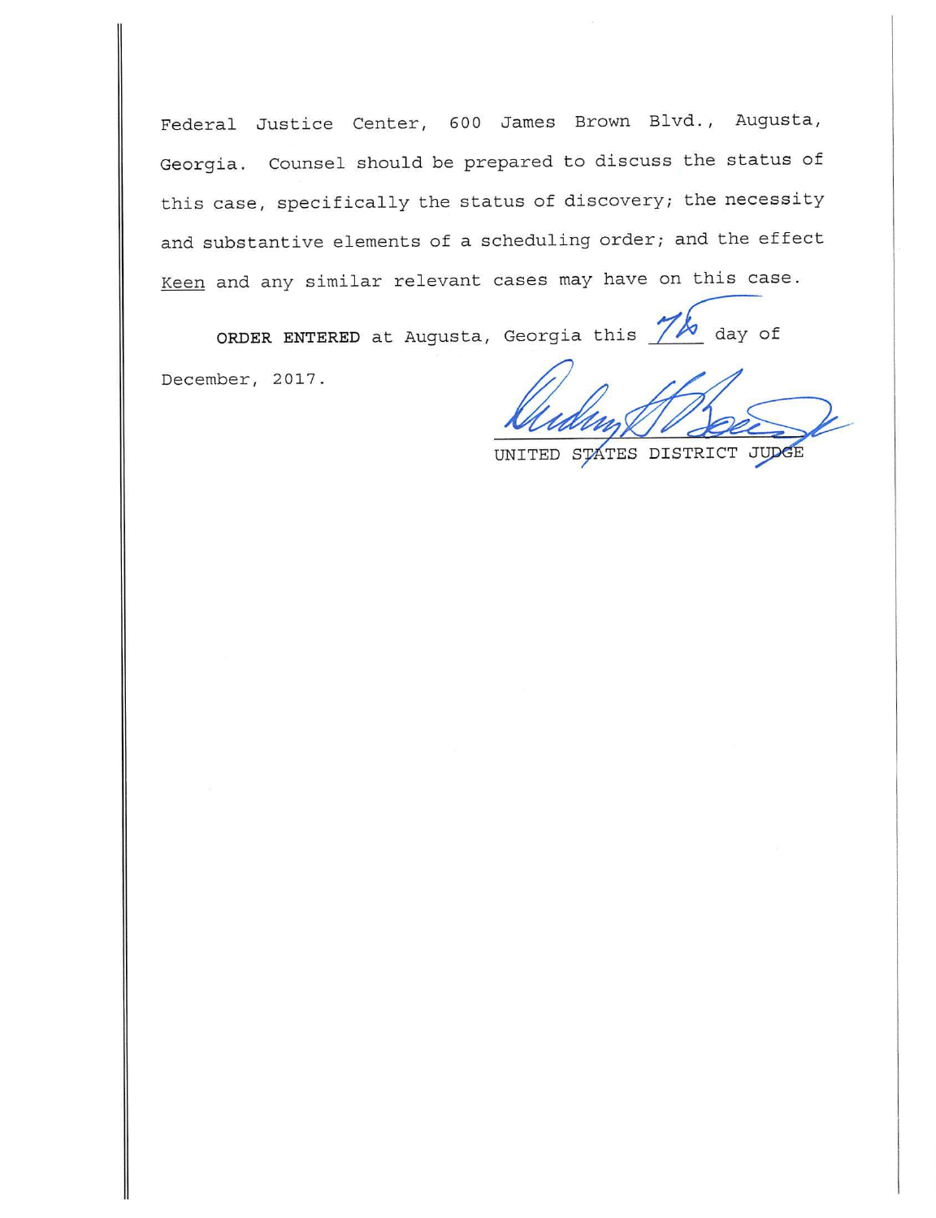Federal Justice Center, 600 James Brown Blvd., Augusta, Georgia. Counsel should be prepared to discuss the status of this case, specifically the status of discovery; the necessity and substantive elements of a scheduling order; and the effect Keen and any similar relevant cases may have on this case.

**ORDER ENTERED** at Augusta, Georgia this 7th day of December, 2017.

UNITED STATES DISTRICT JUDGE